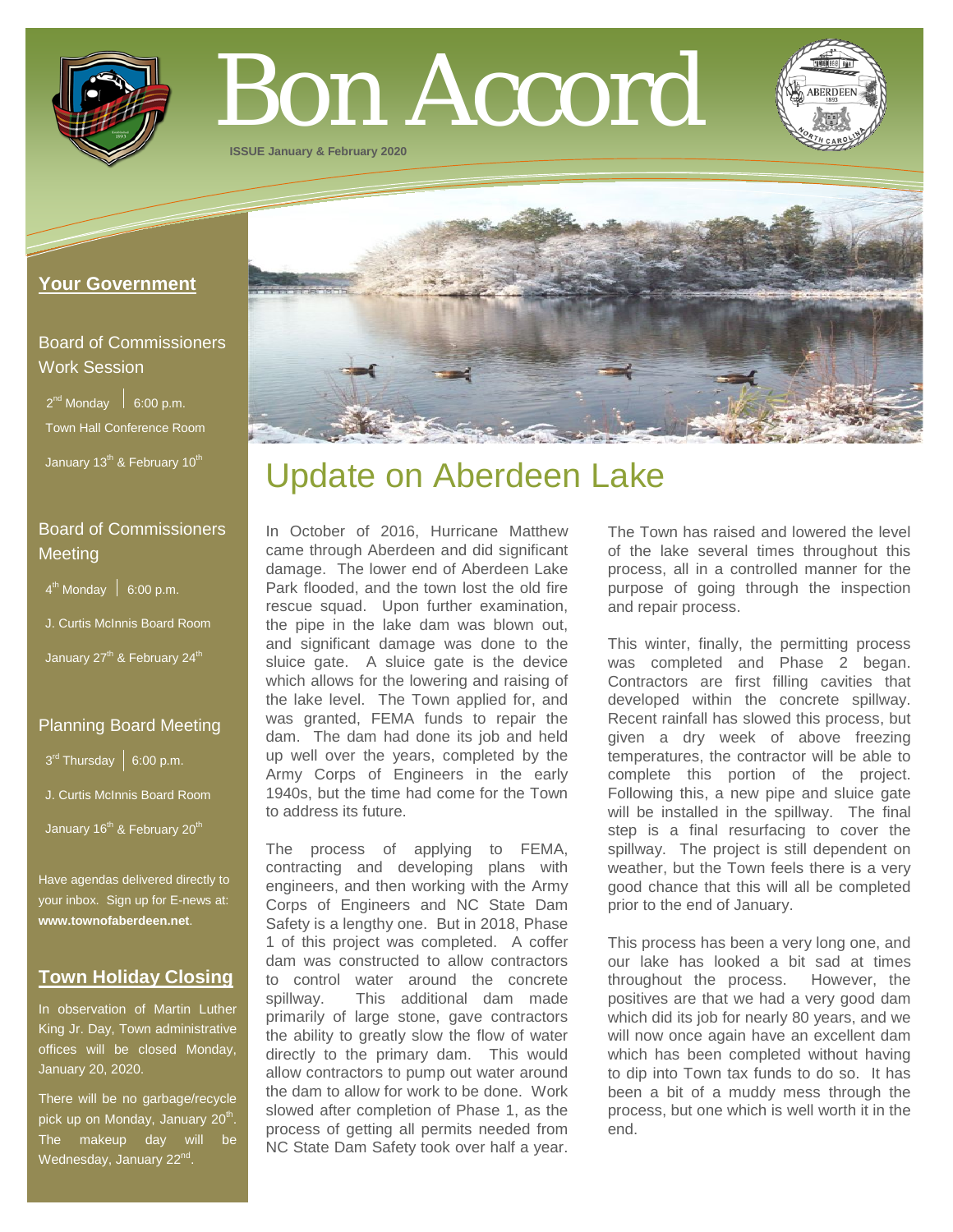# Bon Accord

**ISSUE January & February 2020**

## Your Government

### Board of Commissioners Work Session

2nd Monday | 6:00 p.m.

Town Hall Conference Room

January 13th & February 10th

### Board of Commissioners Meeting

4th Monday | 6:00 p.m.

J. Curtis McInnis Board Room

January 27th & February 24th

### Planning Board Meeting

3rd Thursday | 6:00 p.m.

J. Curtis McInnis Board Room

January 16th & February 20th

Have agendas delivered directly to your inbox. Sign up for E-news at: **www.townofaberdeen.net**.

## Town Holiday Closing

In observation of Martin Luther King Jr. Day, Town administrative offices will be closed Monday, January 20, 2020.

There will be no garbage/recycle pick up on Monday, January 20th. The makeup day will be Wednesday, January 22nd.

# Update on Aberdeen Lake

In October of 2016, Hurricane Matthew came through Aberdeen and did significant damage. The lower end of Aberdeen Lake Park flooded, and the town lost the old fire rescue squad. Upon further examination, the pipe in the lake dam was blown out, and significant damage was done to the sluice gate. A sluice gate is the device which allows for the lowering and raising of the lake level. The Town applied for, and was granted, FEMA funds to repair the dam. The dam had done its job and held up well over the years, completed by the Army Corps of Engineers in the early 1940s, but the time had come for the Town to address its future.

The process of applying to FEMA, contracting and developing plans with engineers, and then working with the Army Corps of Engineers and NC State Dam Safety is a lengthy one. But in 2018, Phase 1 of this project was completed. A coffer dam was constructed to allow contractors to control water around the concrete spillway. This additional dam made primarily of large stone, gave contractors the ability to greatly slow the flow of water directly to the primary dam. This would allow contractors to pump out water around the dam to allow for work to be done. Work slowed after completion of Phase 1, as the process of getting all permits needed from NC State Dam Safety took over half a year.

The Town has raised and lowered the level of the lake several times throughout this process, all in a controlled manner for the purpose of going through the inspection and repair process.

This winter, finally, the permitting process was completed and Phase 2 began. Contractors are first filling cavities that developed within the concrete spillway. Recent rainfall has slowed this process, but given a dry week of above freezing temperatures, the contractor will be able to complete this portion of the project. Following this, a new pipe and sluice gate will be installed in the spillway. The final step is a final resurfacing to cover the spillway. The project is still dependent on weather, but the Town feels there is a very good chance that this will all be completed prior to the end of January.

This process has been a very long one, and our lake has looked a bit sad at times throughout the process. However, the positives are that we had a very good dam which did its job for nearly 80 years, and we will now once again have an excellent dam which has been completed without having to dip into Town tax funds to do so. It has been a bit of a muddy mess through the process, but one which is well worth it in the end.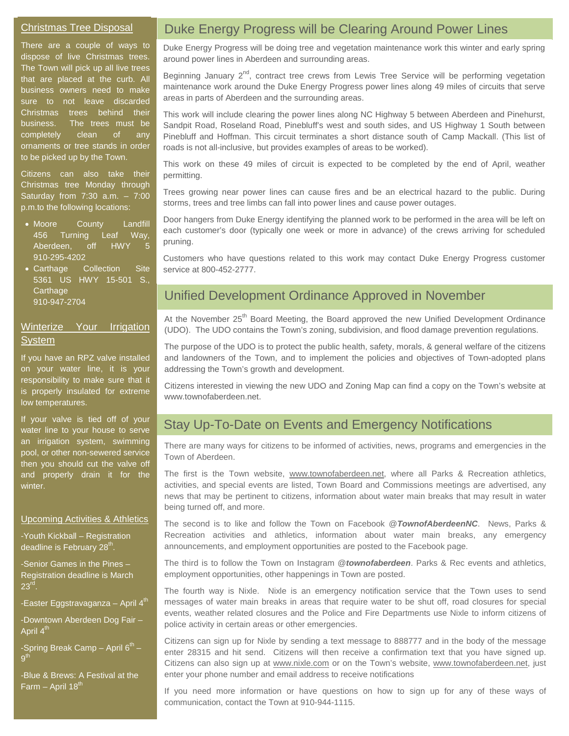## Christmas Tree Disposal

There are a couple of ways to dispose of live Christmas trees. The Town will pick up all live trees that are placed at the curb. All business owners need to make sure to not leave discarded Christmas trees behind their business. The trees must be completely clean of any ornaments or tree stands in order to be picked up by the Town.

Citizens can also take their Christmas tree Monday through Saturday from 7:30 a.m. – 7:00 p.m.to the following locations:

- Moore County Landfill 456 Turning Leaf Way, Aberdeen, off HWY 5 910-295-4202
- Carthage Collection Site 5361 US HWY 15-501 S., Carthage 910-947-2704

## Winterize Your Irrigation System

If you have an RPZ valve installed on your water line, it is your responsibility to make sure that it is properly insulated for extreme low temperatures.

If your valve is tied off of your water line to your house to serve an irrigation system, swimming pool, or other non-sewered service then you should cut the valve off and properly drain it for the winter.

## Upcoming Activities & Athletics

-Youth Kickball – Registration deadline is February 28th.

-Senior Games in the Pines – Registration deadline is March 23rd.

-Easter Eggstravaganza – April 4th

-Downtown Aberdeen Dog Fair – April 4th

-Spring Break Camp – April 6th – 9th

-Blue & Brews: A Festival at the Farm – April 18th

## Duke Energy Progress will be Clearing Around Power Lines

Duke Energy Progress will be doing tree and vegetation maintenance work this winter and early spring around power lines in Aberdeen and surrounding areas.

Beginning January 2nd, contract tree crews from Lewis Tree Service will be performing vegetation maintenance work around the Duke Energy Progress power lines along 49 miles of circuits that serve areas in parts of Aberdeen and the surrounding areas.

This work will include clearing the power lines along NC Highway 5 between Aberdeen and Pinehurst, Sandpit Road, Roseland Road, Pinebluff's west and south sides, and US Highway 1 South between Pinebluff and Hoffman. This circuit terminates a short distance south of Camp Mackall. (This list of roads is not all-inclusive, but provides examples of areas to be worked).

This work on these 49 miles of circuit is expected to be completed by the end of April, weather permitting.

Trees growing near power lines can cause fires and be an electrical hazard to the public. During storms, trees and tree limbs can fall into power lines and cause power outages.

Door hangers from Duke Energy identifying the planned work to be performed in the area will be left on each customer's door (typically one week or more in advance) of the crews arriving for scheduled pruning.

Customers who have questions related to this work may contact Duke Energy Progress customer service at 800-452-2777.

## Unified Development Ordinance Approved in November

At the November 25th Board Meeting, the Board approved the new Unified Development Ordinance (UDO). The UDO contains the Town's zoning, subdivision, and flood damage prevention regulations.

The purpose of the UDO is to protect the public health, safety, morals, & general welfare of the citizens and landowners of the Town, and to implement the policies and objectives of Town-adopted plans addressing the Town's growth and development.

Citizens interested in viewing the new UDO and Zoning Map can find a copy on the Town's website at www.townofaberdeen.net.

## Stay Up-To-Date on Events and Emergency Notifications

There are many ways for citizens to be informed of activities, news, programs and emergencies in the Town of Aberdeen.

The first is the Town website, www.townofaberdeen.net, where all Parks & Recreation athletics, activities, and special events are listed, Town Board and Commissions meetings are advertised, any news that may be pertinent to citizens, information about water main breaks that may result in water being turned off, and more.

The second is to like and follow the Town on Facebook @***TownofAberdeenNC***. News, Parks & Recreation activities and athletics, information about water main breaks, any emergency announcements, and employment opportunities are posted to the Facebook page.

The third is to follow the Town on Instagram @***townofaberdeen***. Parks & Rec events and athletics, employment opportunities, other happenings in Town are posted.

The fourth way is Nixle. Nixle is an emergency notification service that the Town uses to send messages of water main breaks in areas that require water to be shut off, road closures for special events, weather related closures and the Police and Fire Departments use Nixle to inform citizens of police activity in certain areas or other emergencies.

Citizens can sign up for Nixle by sending a text message to 888777 and in the body of the message enter 28315 and hit send. Citizens will then receive a confirmation text that you have signed up. Citizens can also sign up at www.nixle.com or on the Town's website, www.townofaberdeen.net, just enter your phone number and email address to receive notifications

If you need more information or have questions on how to sign up for any of these ways of communication, contact the Town at 910-944-1115.